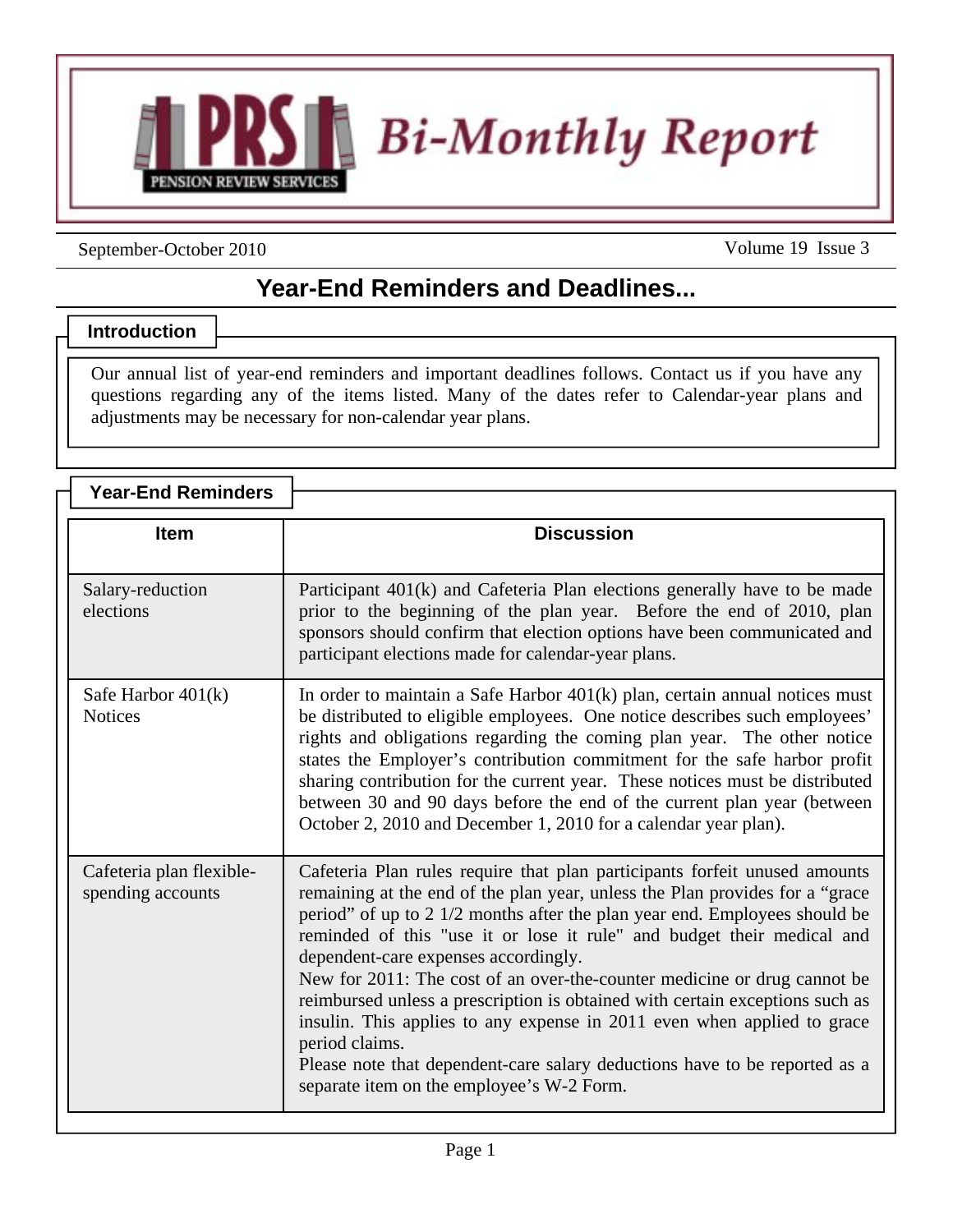# PRS Bi-Monthly Report

PENSION REVIEW SERVICES

September-October 2010

## Year-End Reminders and Deadlines...

### Introduction

Our annual list of year-end reminders and important deadlines follows. Contact us if you have any questions regarding any of the items listed. Many of the dates refer to Calendar-year plans and adjustments may be necessary for non-calendar year plans.

### Year-End Reminders

| Item | Discussion |
|---|---|
| Salary-reduction elections | Participant 401(k) and Cafeteria Plan elections generally have to be made prior to the beginning of the plan year. Before the end of 2010, plan sponsors should confirm that election options have been communicated and participant elections made for calendar-year plans. |
| Safe Harbor 401(k) Notices | In order to maintain a Safe Harbor 401(k) plan, certain annual notices must be distributed to eligible employees. One notice describes such employees' rights and obligations regarding the coming plan year. The other notice states the Employer's contribution commitment for the safe harbor profit sharing contribution for the current year. These notices must be distributed between 30 and 90 days before the end of the current plan year (between October 2, 2010 and December 1, 2010 for a calendar year plan). |
| Cafeteria plan flexible-spending accounts | Cafeteria Plan rules require that plan participants forfeit unused amounts remaining at the end of the plan year, unless the Plan provides for a "grace period" of up to 2 1/2 months after the plan year end. Employees should be reminded of this "use it or lose it rule" and budget their medical and dependent-care expenses accordingly.<br>New for 2011: The cost of an over-the-counter medicine or drug cannot be reimbursed unless a prescription is obtained with certain exceptions such as insulin. This applies to any expense in 2011 even when applied to grace period claims.<br>Please note that dependent-care salary deductions have to be reported as a separate item on the employee's W-2 Form. |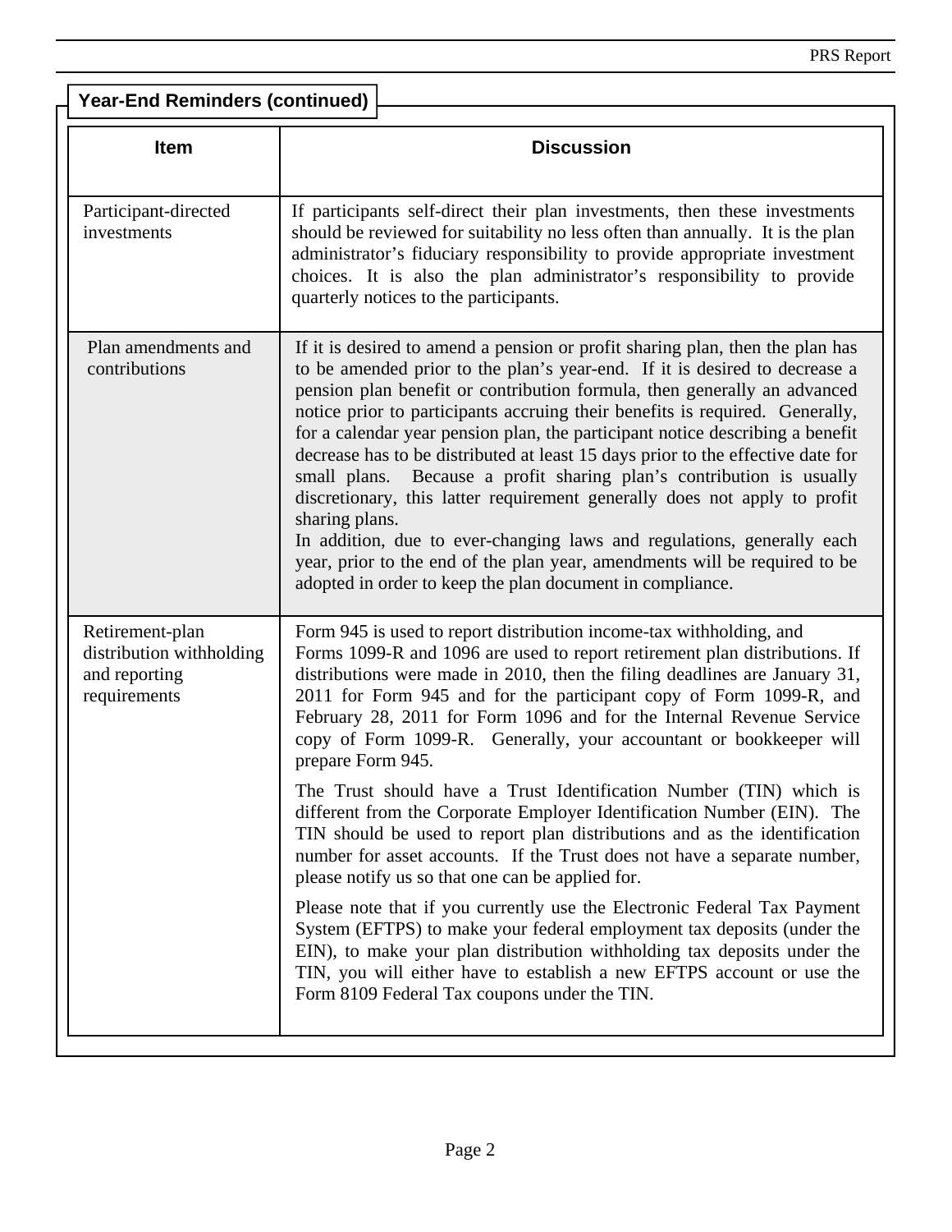## Year-End Reminders (continued)

| Item | Discussion |
|---|---|
| Participant-directed investments | If participants self-direct their plan investments, then these investments should be reviewed for suitability no less often than annually. It is the plan administrator's fiduciary responsibility to provide appropriate investment choices. It is also the plan administrator's responsibility to provide quarterly notices to the participants. |
| Plan amendments and contributions | If it is desired to amend a pension or profit sharing plan, then the plan has to be amended prior to the plan's year-end. If it is desired to decrease a pension plan benefit or contribution formula, then generally an advanced notice prior to participants accruing their benefits is required. Generally, for a calendar year pension plan, the participant notice describing a benefit decrease has to be distributed at least 15 days prior to the effective date for small plans. Because a profit sharing plan's contribution is usually discretionary, this latter requirement generally does not apply to profit sharing plans.<br>In addition, due to ever-changing laws and regulations, generally each year, prior to the end of the plan year, amendments will be required to be adopted in order to keep the plan document in compliance. |
| Retirement-plan distribution withholding and reporting requirements | Form 945 is used to report distribution income-tax withholding, and Forms 1099-R and 1096 are used to report retirement plan distributions. If distributions were made in 2010, then the filing deadlines are January 31, 2011 for Form 945 and for the participant copy of Form 1099-R, and February 28, 2011 for Form 1096 and for the Internal Revenue Service copy of Form 1099-R. Generally, your accountant or bookkeeper will prepare Form 945.<br><br>The Trust should have a Trust Identification Number (TIN) which is different from the Corporate Employer Identification Number (EIN). The TIN should be used to report plan distributions and as the identification number for asset accounts. If the Trust does not have a separate number, please notify us so that one can be applied for.<br><br>Please note that if you currently use the Electronic Federal Tax Payment System (EFTPS) to make your federal employment tax deposits (under the EIN), to make your plan distribution withholding tax deposits under the TIN, you will either have to establish a new EFTPS account or use the Form 8109 Federal Tax coupons under the TIN. |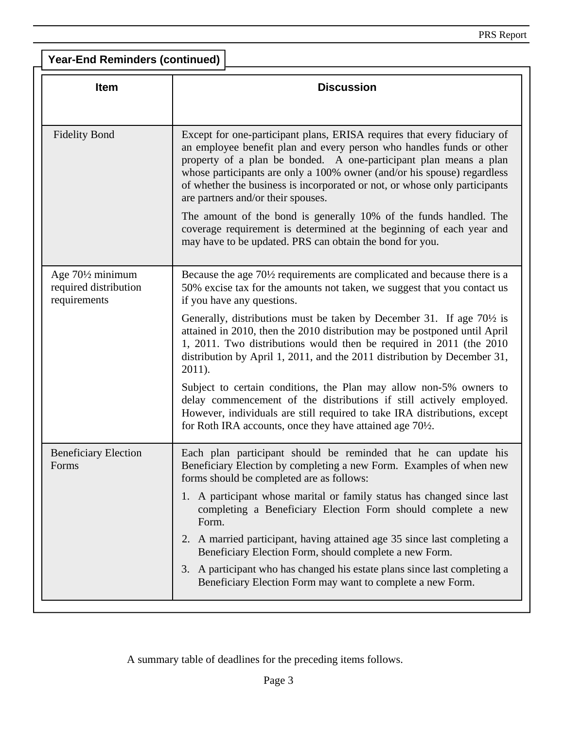## Year-End Reminders (continued)

| Item | Discussion |
| --- | --- |
| Fidelity Bond | Except for one-participant plans, ERISA requires that every fiduciary of an employee benefit plan and every person who handles funds or other property of a plan be bonded. A one-participant plan means a plan whose participants are only a 100% owner (and/or his spouse) regardless of whether the business is incorporated or not, or whose only participants are partners and/or their spouses.<br><br>The amount of the bond is generally 10% of the funds handled. The coverage requirement is determined at the beginning of each year and may have to be updated. PRS can obtain the bond for you. |
| Age 70½ minimum required distribution requirements | Because the age 70½ requirements are complicated and because there is a 50% excise tax for the amounts not taken, we suggest that you contact us if you have any questions.<br><br>Generally, distributions must be taken by December 31. If age 70½ is attained in 2010, then the 2010 distribution may be postponed until April 1, 2011. Two distributions would then be required in 2011 (the 2010 distribution by April 1, 2011, and the 2011 distribution by December 31, 2011).<br><br>Subject to certain conditions, the Plan may allow non-5% owners to delay commencement of the distributions if still actively employed. However, individuals are still required to take IRA distributions, except for Roth IRA accounts, once they have attained age 70½. |
| Beneficiary Election Forms | Each plan participant should be reminded that he can update his Beneficiary Election by completing a new Form. Examples of when new forms should be completed are as follows:<br><br>1. A participant whose marital or family status has changed since last completing a Beneficiary Election Form should complete a new Form.<br>2. A married participant, having attained age 35 since last completing a Beneficiary Election Form, should complete a new Form.<br>3. A participant who has changed his estate plans since last completing a Beneficiary Election Form may want to complete a new Form. |

A summary table of deadlines for the preceding items follows.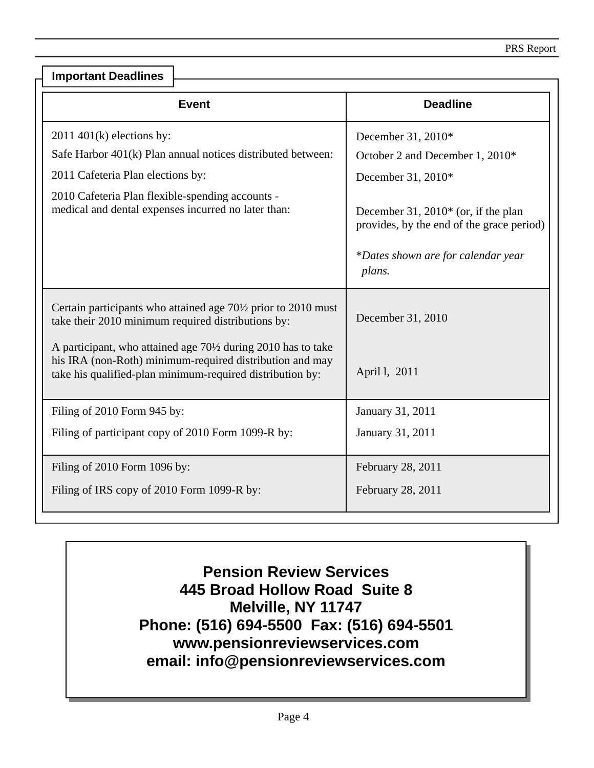## Important Deadlines

| Event | Deadline |
|---|---|
| 2011 401(k) elections by: | December 31, 2010* |
| Safe Harbor 401(k) Plan annual notices distributed between: | October 2 and December 1, 2010* |
| 2011 Cafeteria Plan elections by: | December 31, 2010* |
| 2010 Cafeteria Plan flexible-spending accounts - medical and dental expenses incurred no later than: | December 31, 2010* (or, if the plan provides, by the end of the grace period)<br><br>**Dates shown are for calendar year plans.* |
| Certain participants who attained age 70½ prior to 2010 must take their 2010 minimum required distributions by: | December 31, 2010 |
| A participant, who attained age 70½ during 2010 has to take his IRA (non-Roth) minimum-required distribution and may take his qualified-plan minimum-required distribution by: | April l, 2011 |
| Filing of 2010 Form 945 by: | January 31, 2011 |
| Filing of participant copy of 2010 Form 1099-R by: | January 31, 2011 |
| Filing of 2010 Form 1096 by: | February 28, 2011 |
| Filing of IRS copy of 2010 Form 1099-R by: | February 28, 2011 |

**Pension Review Services**
**445 Broad Hollow Road Suite 8**
**Melville, NY 11747**
**Phone: (516) 694-5500 Fax: (516) 694-5501**
**www.pensionreviewservices.com**
**email: info@pensionreviewservices.com**